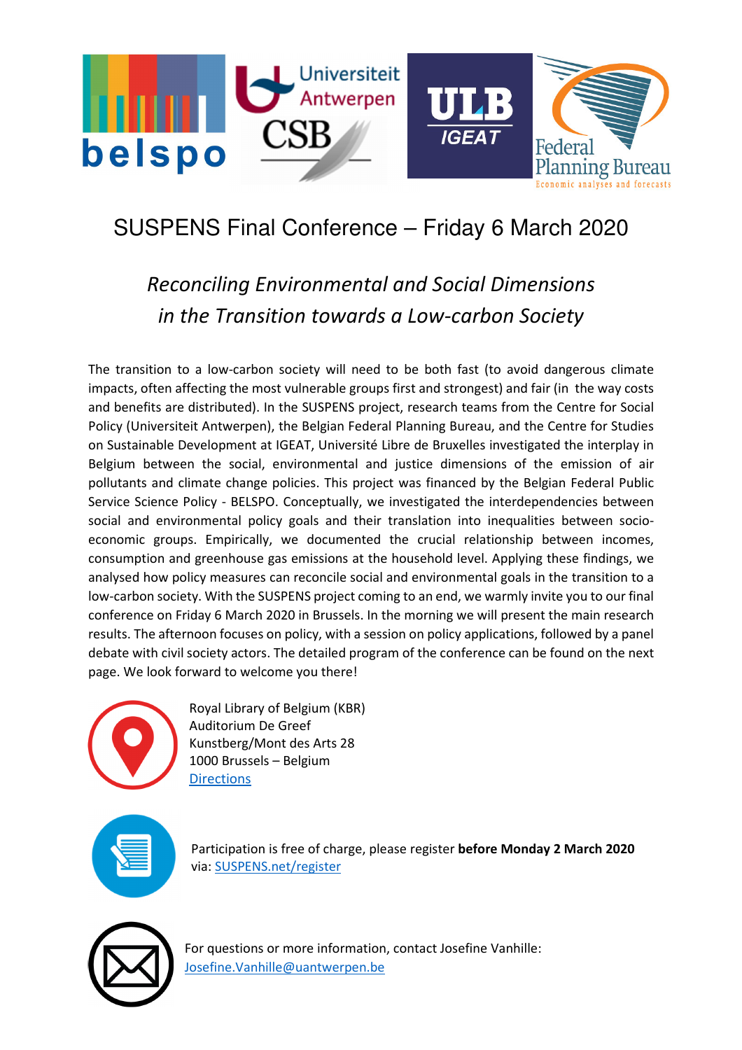# SUSPENS Final Conference – Friday 6 March 2020

## *Reconciling Environmental and Social Dimensions in the Transition towards a Low-carbon Society*

The transition to a low-carbon society will need to be both fast (to avoid dangerous climate impacts, often affecting the most vulnerable groups first and strongest) and fair (in the way costs and benefits are distributed). In the SUSPENS project, research teams from the Centre for Social Policy (Universiteit Antwerpen), the Belgian Federal Planning Bureau, and the Centre for Studies on Sustainable Development at IGEAT, Université Libre de Bruxelles investigated the interplay in Belgium between the social, environmental and justice dimensions of the emission of air pollutants and climate change policies. This project was financed by the Belgian Federal Public Service Science Policy - BELSPO. Conceptually, we investigated the interdependencies between social and environmental policy goals and their translation into inequalities between socio-economic groups. Empirically, we documented the crucial relationship between incomes, consumption and greenhouse gas emissions at the household level. Applying these findings, we analysed how policy measures can reconcile social and environmental goals in the transition to a low-carbon society. With the SUSPENS project coming to an end, we warmly invite you to our final conference on Friday 6 March 2020 in Brussels. In the morning we will present the main research results. The afternoon focuses on policy, with a session on policy applications, followed by a panel debate with civil society actors. The detailed program of the conference can be found on the next page. We look forward to welcome you there!

Royal Library of Belgium (KBR)
Auditorium De Greef
Kunstberg/Mont des Arts 28
1000 Brussels – Belgium
Directions

Participation is free of charge, please register **before Monday 2 March 2020** via: SUSPENS.net/register

For questions or more information, contact Josefine Vanhille:
Josefine.Vanhille@uantwerpen.be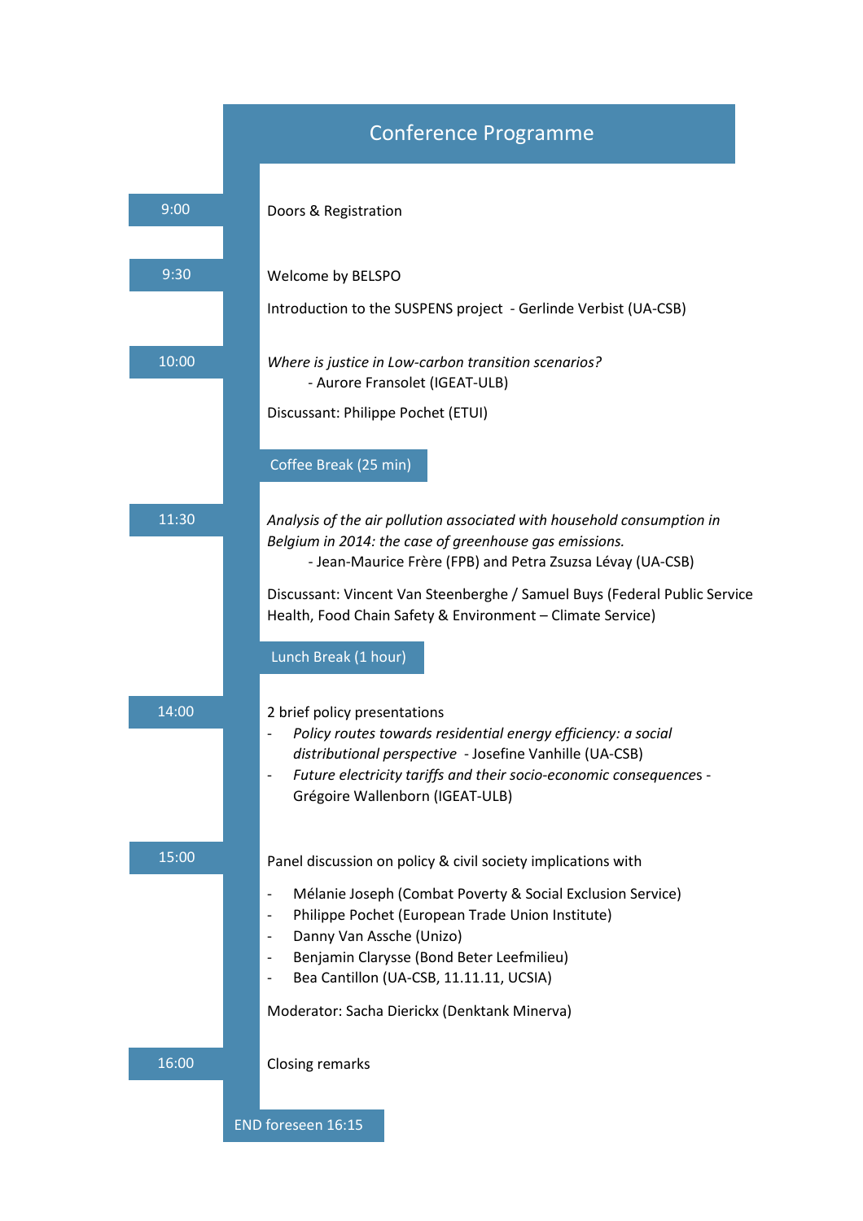# Conference Programme

**9:00**

Doors & Registration

**9:30**

Welcome by BELSPO

Introduction to the SUSPENS project - Gerlinde Verbist (UA-CSB)

**10:00**

*Where is justice in Low-carbon transition scenarios?*
- Aurore Fransolet (IGEAT-ULB)

Discussant: Philippe Pochet (ETUI)

**Coffee Break (25 min)**

**11:30**

*Analysis of the air pollution associated with household consumption in Belgium in 2014: the case of greenhouse gas emissions.*
- Jean-Maurice Frère (FPB) and Petra Zsuzsa Lévay (UA-CSB)

Discussant: Vincent Van Steenberghe / Samuel Buys (Federal Public Service Health, Food Chain Safety & Environment – Climate Service)

**Lunch Break (1 hour)**

**14:00**

2 brief policy presentations

- *Policy routes towards residential energy efficiency: a social distributional perspective* - Josefine Vanhille (UA-CSB)
- *Future electricity tariffs and their socio-economic consequences* - Grégoire Wallenborn (IGEAT-ULB)

**15:00**

Panel discussion on policy & civil society implications with

- Mélanie Joseph (Combat Poverty & Social Exclusion Service)
- Philippe Pochet (European Trade Union Institute)
- Danny Van Assche (Unizo)
- Benjamin Clarysse (Bond Beter Leefmilieu)
- Bea Cantillon (UA-CSB, 11.11.11, UCSIA)

Moderator: Sacha Dierickx (Denktank Minerva)

**16:00**

Closing remarks

**END foreseen 16:15**